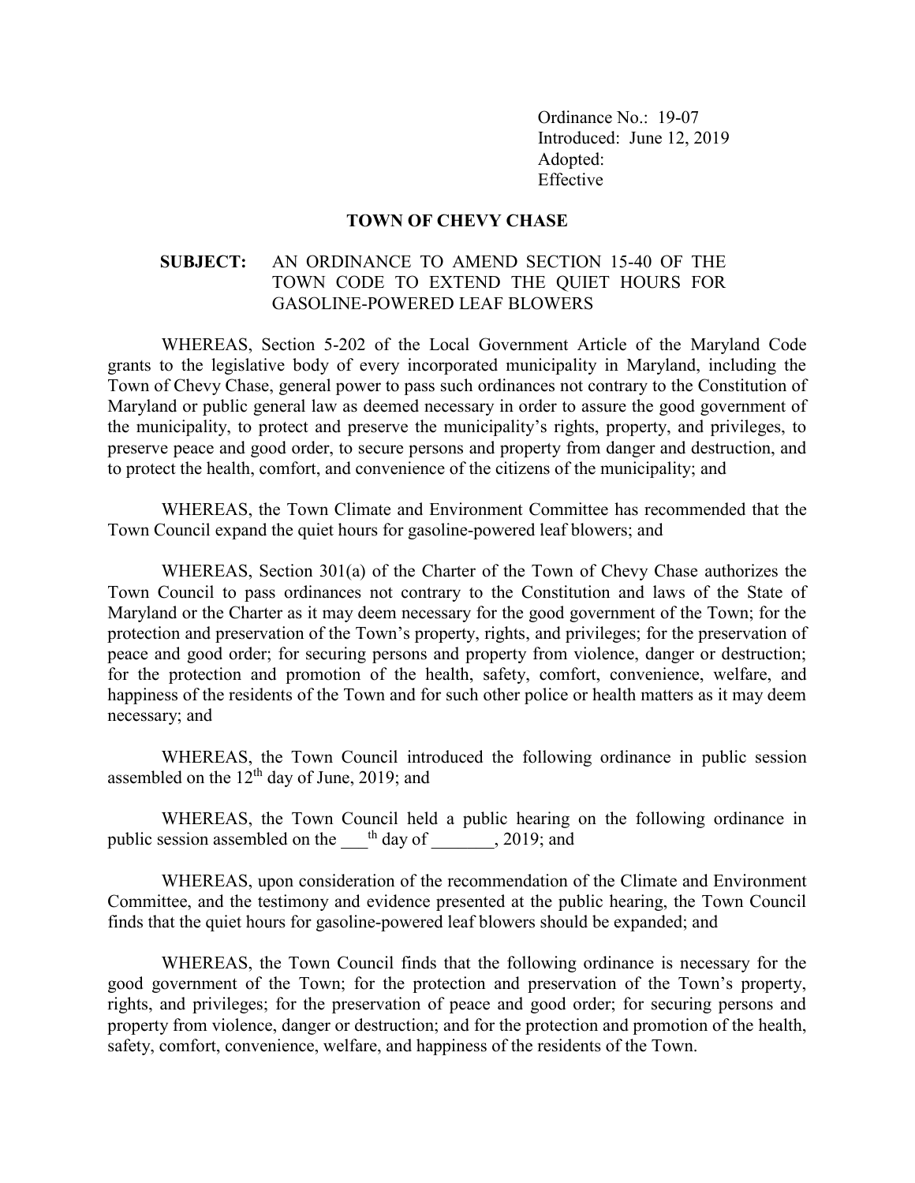Ordinance No.: 19-07
Introduced: June 12, 2019
Adopted:
Effective

**TOWN OF CHEVY CHASE**

**SUBJECT:** AN ORDINANCE TO AMEND SECTION 15-40 OF THE TOWN CODE TO EXTEND THE QUIET HOURS FOR GASOLINE-POWERED LEAF BLOWERS

WHEREAS, Section 5-202 of the Local Government Article of the Maryland Code grants to the legislative body of every incorporated municipality in Maryland, including the Town of Chevy Chase, general power to pass such ordinances not contrary to the Constitution of Maryland or public general law as deemed necessary in order to assure the good government of the municipality, to protect and preserve the municipality's rights, property, and privileges, to preserve peace and good order, to secure persons and property from danger and destruction, and to protect the health, comfort, and convenience of the citizens of the municipality; and

WHEREAS, the Town Climate and Environment Committee has recommended that the Town Council expand the quiet hours for gasoline-powered leaf blowers; and

WHEREAS, Section 301(a) of the Charter of the Town of Chevy Chase authorizes the Town Council to pass ordinances not contrary to the Constitution and laws of the State of Maryland or the Charter as it may deem necessary for the good government of the Town; for the protection and preservation of the Town's property, rights, and privileges; for the preservation of peace and good order; for securing persons and property from violence, danger or destruction; for the protection and promotion of the health, safety, comfort, convenience, welfare, and happiness of the residents of the Town and for such other police or health matters as it may deem necessary; and

WHEREAS, the Town Council introduced the following ordinance in public session assembled on the 12th day of June, 2019; and

WHEREAS, the Town Council held a public hearing on the following ordinance in public session assembled on the \_\_\_th day of \_\_\_\_\_\_\_, 2019; and

WHEREAS, upon consideration of the recommendation of the Climate and Environment Committee, and the testimony and evidence presented at the public hearing, the Town Council finds that the quiet hours for gasoline-powered leaf blowers should be expanded; and

WHEREAS, the Town Council finds that the following ordinance is necessary for the good government of the Town; for the protection and preservation of the Town's property, rights, and privileges; for the preservation of peace and good order; for securing persons and property from violence, danger or destruction; and for the protection and promotion of the health, safety, comfort, convenience, welfare, and happiness of the residents of the Town.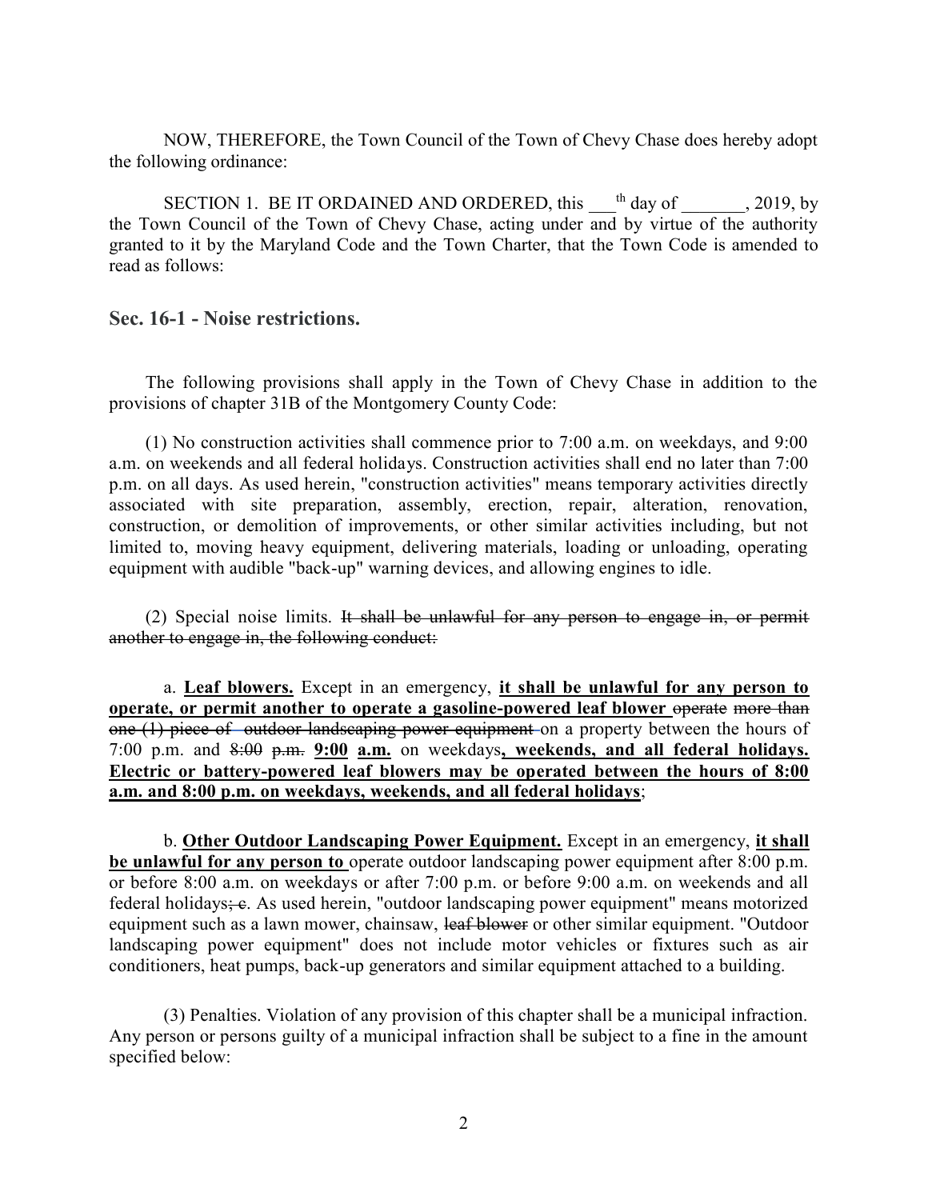NOW, THEREFORE, the Town Council of the Town of Chevy Chase does hereby adopt the following ordinance:

SECTION 1. BE IT ORDAINED AND ORDERED, this ___th day of _______, 2019, by the Town Council of the Town of Chevy Chase, acting under and by virtue of the authority granted to it by the Maryland Code and the Town Charter, that the Town Code is amended to read as follows:

### Sec. 16-1 - Noise restrictions.

The following provisions shall apply in the Town of Chevy Chase in addition to the provisions of chapter 31B of the Montgomery County Code:

(1) No construction activities shall commence prior to 7:00 a.m. on weekdays, and 9:00 a.m. on weekends and all federal holidays. Construction activities shall end no later than 7:00 p.m. on all days. As used herein, "construction activities" means temporary activities directly associated with site preparation, assembly, erection, repair, alteration, renovation, construction, or demolition of improvements, or other similar activities including, but not limited to, moving heavy equipment, delivering materials, loading or unloading, operating equipment with audible "back-up" warning devices, and allowing engines to idle.

(2) Special noise limits. ~~It shall be unlawful for any person to engage in, or permit another to engage in, the following conduct:~~

a. <u>**Leaf blowers.**</u> Except in an emergency, <u>**it shall be unlawful for any person to operate, or permit another to operate a gasoline-powered leaf blower**</u> ~~operate more than one (1) piece of outdoor landscaping power equipment~~ on a property between the hours of 7:00 p.m. and ~~8:00 p.m.~~ <u>**9:00 a.m.**</u> on weekdays<u>**, weekends, and all federal holidays. Electric or battery-powered leaf blowers may be operated between the hours of 8:00 a.m. and 8:00 p.m. on weekdays, weekends, and all federal holidays**</u>;

b. <u>**Other Outdoor Landscaping Power Equipment.**</u> Except in an emergency, <u>**it shall be unlawful for any person to**</u> operate outdoor landscaping power equipment after 8:00 p.m. or before 8:00 a.m. on weekdays or after 7:00 p.m. or before 9:00 a.m. on weekends and all federal holidays~~; c~~. As used herein, "outdoor landscaping power equipment" means motorized equipment such as a lawn mower, chainsaw, ~~leaf blower~~ or other similar equipment. "Outdoor landscaping power equipment" does not include motor vehicles or fixtures such as air conditioners, heat pumps, back-up generators and similar equipment attached to a building.

(3) Penalties. Violation of any provision of this chapter shall be a municipal infraction. Any person or persons guilty of a municipal infraction shall be subject to a fine in the amount specified below: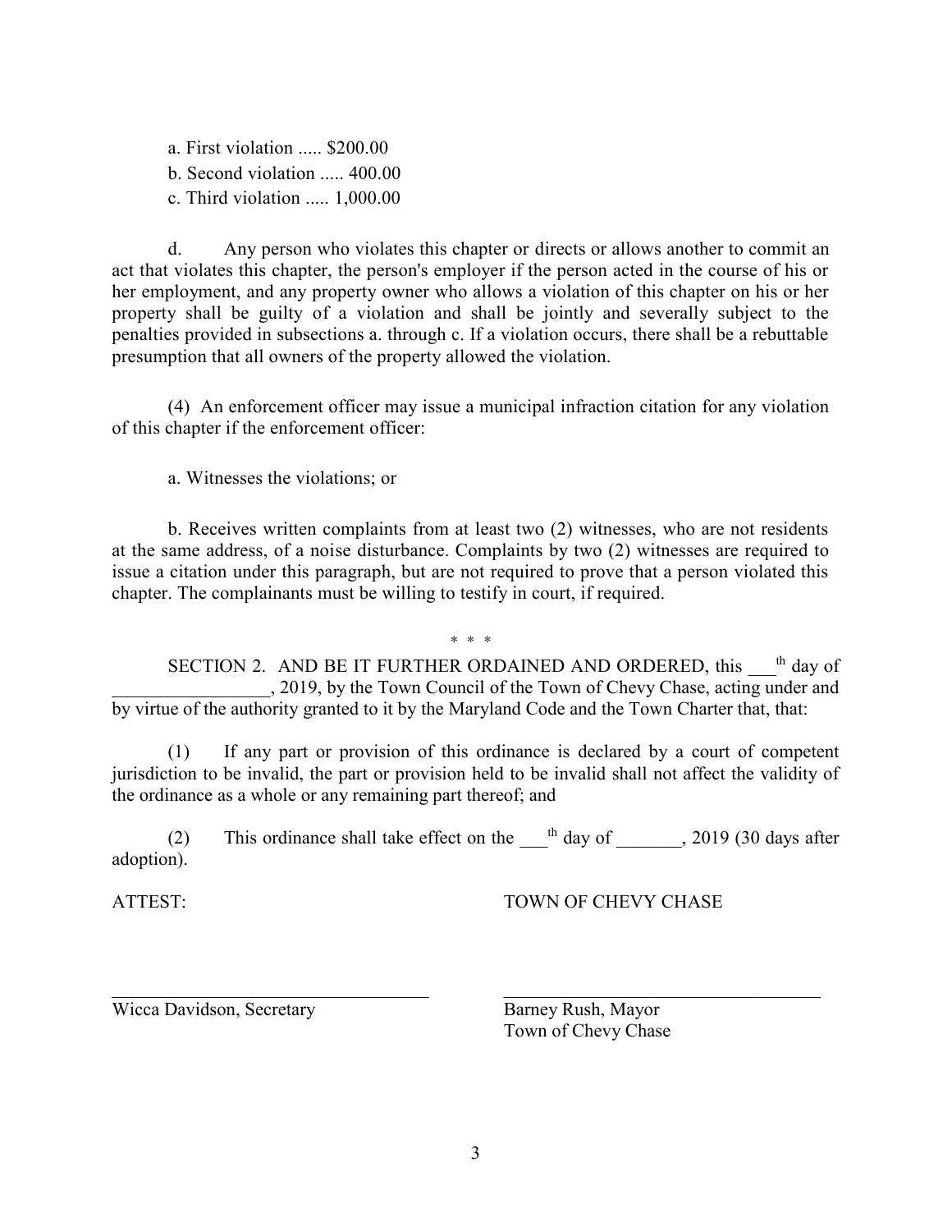a. First violation ..... $200.00

b. Second violation ..... 400.00

c. Third violation ..... 1,000.00

d. Any person who violates this chapter or directs or allows another to commit an act that violates this chapter, the person's employer if the person acted in the course of his or her employment, and any property owner who allows a violation of this chapter on his or her property shall be guilty of a violation and shall be jointly and severally subject to the penalties provided in subsections a. through c. If a violation occurs, there shall be a rebuttable presumption that all owners of the property allowed the violation.

(4) An enforcement officer may issue a municipal infraction citation for any violation of this chapter if the enforcement officer:

a. Witnesses the violations; or

b. Receives written complaints from at least two (2) witnesses, who are not residents at the same address, of a noise disturbance. Complaints by two (2) witnesses are required to issue a citation under this paragraph, but are not required to prove that a person violated this chapter. The complainants must be willing to testify in court, if required.

\* \* \*

SECTION 2. AND BE IT FURTHER ORDAINED AND ORDERED, this ___th day of _________________, 2019, by the Town Council of the Town of Chevy Chase, acting under and by virtue of the authority granted to it by the Maryland Code and the Town Charter that, that:

(1) If any part or provision of this ordinance is declared by a court of competent jurisdiction to be invalid, the part or provision held to be invalid shall not affect the validity of the ordinance as a whole or any remaining part thereof; and

(2) This ordinance shall take effect on the ___th day of _______, 2019 (30 days after adoption).

ATTEST: TOWN OF CHEVY CHASE

___________________________________ ___________________________________

Wicca Davidson, Secretary

Barney Rush, Mayor
Town of Chevy Chase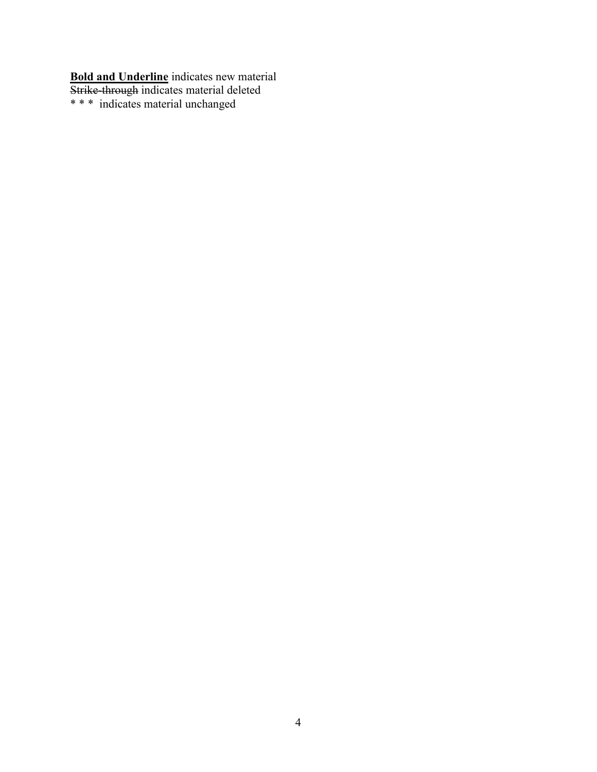**<u>Bold and Underline</u>** indicates new material
~~Strike-through~~ indicates material deleted
* * * indicates material unchanged